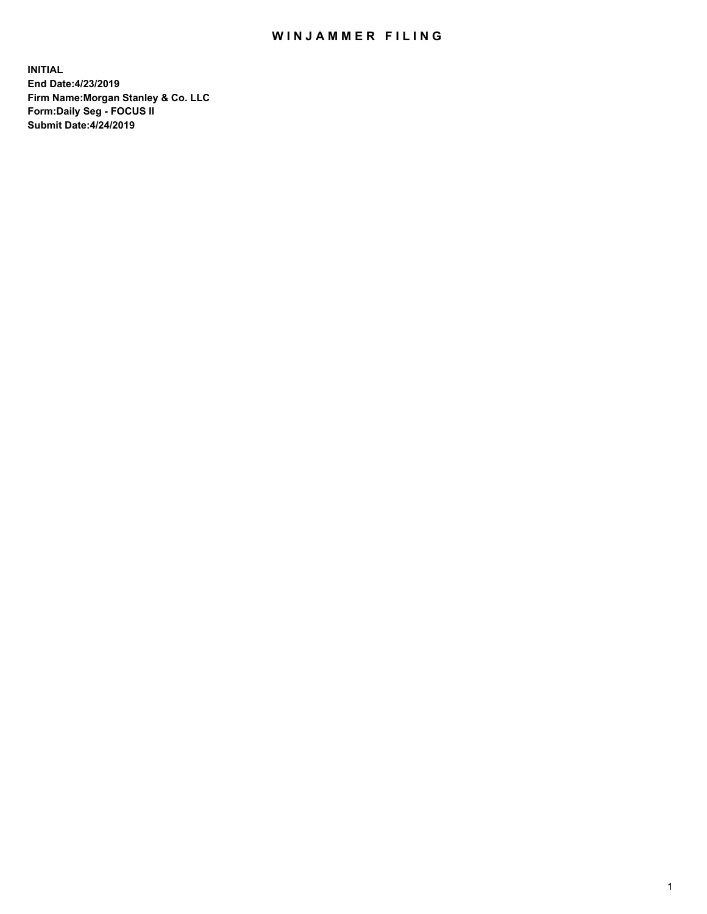# WINJAMMER FILING

**INITIAL**
**End Date:4/23/2019**
**Firm Name:Morgan Stanley & Co. LLC**
**Form:Daily Seg - FOCUS II**
**Submit Date:4/24/2019**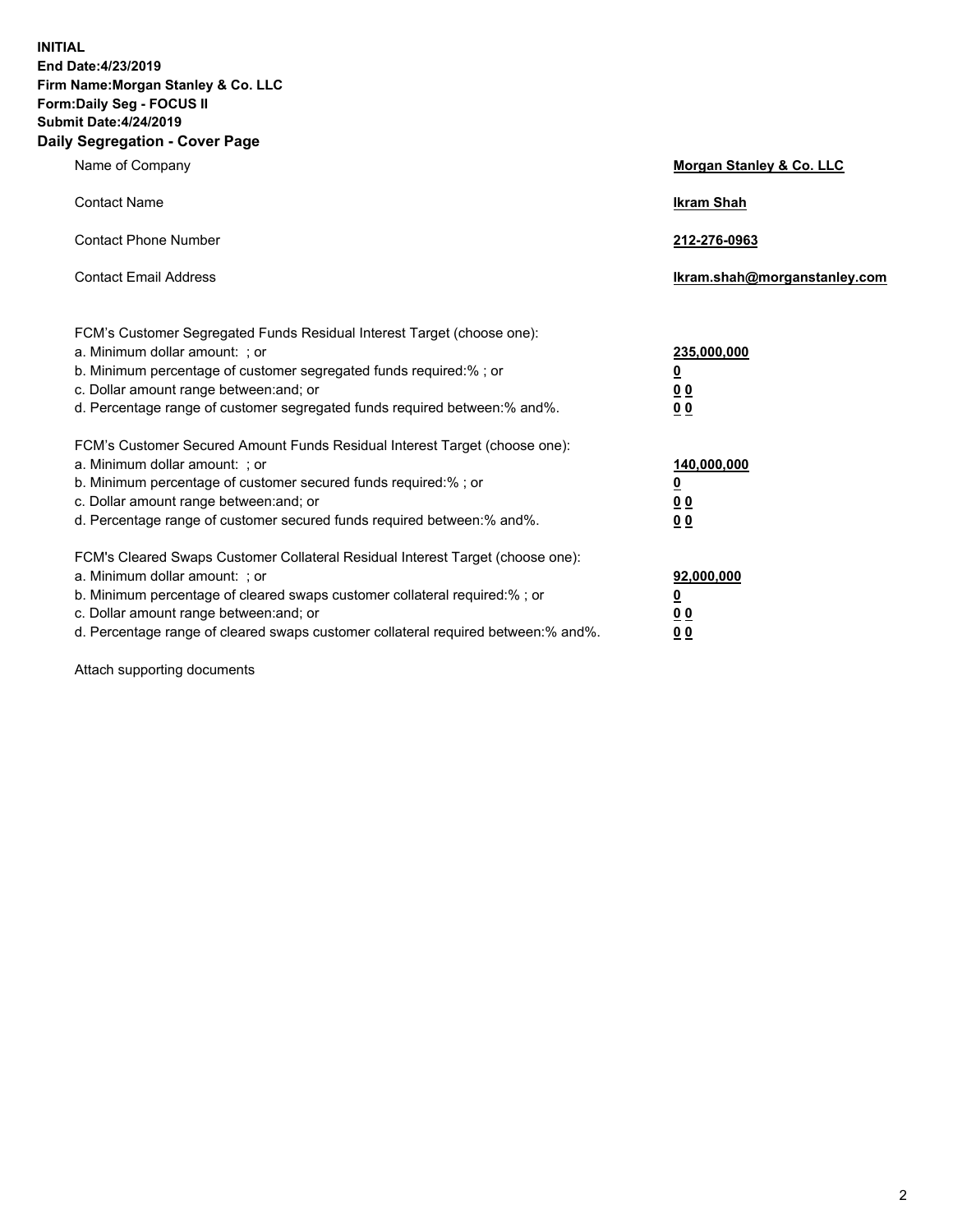**INITIAL**
**End Date:4/23/2019**
**Firm Name:Morgan Stanley & Co. LLC**
**Form:Daily Seg - FOCUS II**
**Submit Date:4/24/2019**
**Daily Segregation - Cover Page**

| | |
|---|---|
| Name of Company | **Morgan Stanley & Co. LLC** |
| Contact Name | **Ikram Shah** |
| Contact Phone Number | **212-276-0963** |
| Contact Email Address | **Ikram.shah@morganstanley.com** |

| | |
|---|---|
| FCM's Customer Segregated Funds Residual Interest Target (choose one): | |
| a. Minimum dollar amount: ; or | **235,000,000** |
| b. Minimum percentage of customer segregated funds required:% ; or | **0** |
| c. Dollar amount range between:and; or | **0 0** |
| d. Percentage range of customer segregated funds required between:% and%. | **0 0** |
| FCM's Customer Secured Amount Funds Residual Interest Target (choose one): | |
| a. Minimum dollar amount: ; or | **140,000,000** |
| b. Minimum percentage of customer secured funds required:% ; or | **0** |
| c. Dollar amount range between:and; or | **0 0** |
| d. Percentage range of customer secured funds required between:% and%. | **0 0** |
| FCM's Cleared Swaps Customer Collateral Residual Interest Target (choose one): | |
| a. Minimum dollar amount: ; or | **92,000,000** |
| b. Minimum percentage of cleared swaps customer collateral required:% ; or | **0** |
| c. Dollar amount range between:and; or | **0 0** |
| d. Percentage range of cleared swaps customer collateral required between:% and%. | **0 0** |

Attach supporting documents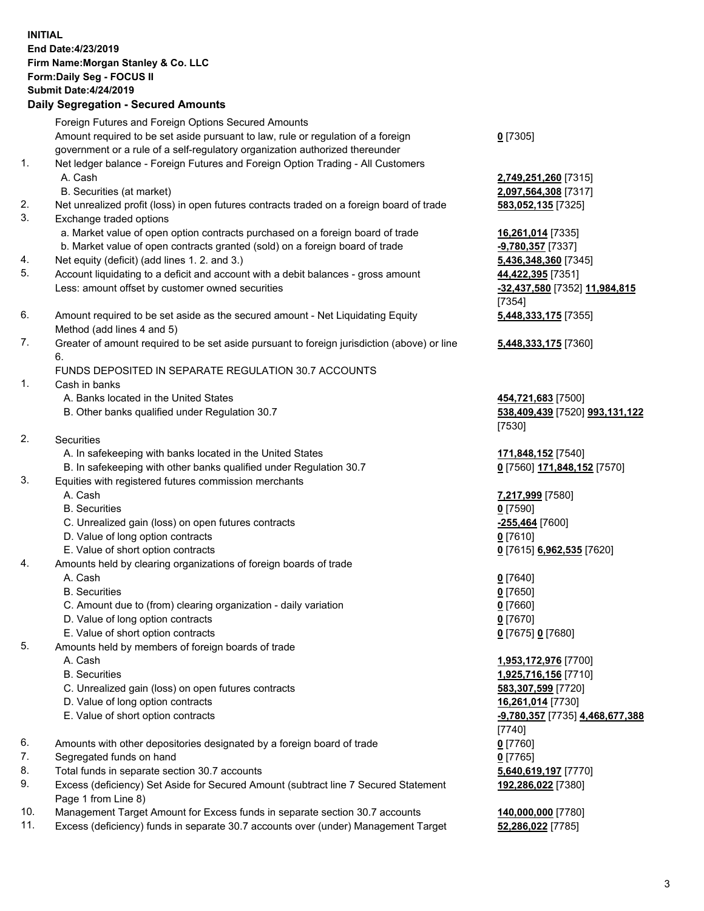**INITIAL**
**End Date:4/23/2019**
**Firm Name:Morgan Stanley & Co. LLC**
**Form:Daily Seg - FOCUS II**
**Submit Date:4/24/2019**

**Daily Segregation - Secured Amounts**

| | | |
|---|---|---|
| | Foreign Futures and Foreign Options Secured Amounts | |
| | Amount required to be set aside pursuant to law, rule or regulation of a foreign government or a rule of a self-regulatory organization authorized thereunder | **0** [7305] |
| 1. | Net ledger balance - Foreign Futures and Foreign Option Trading - All Customers | |
| | A. Cash | **2,749,251,260** [7315] |
| | B. Securities (at market) | **2,097,564,308** [7317] |
| 2. | Net unrealized profit (loss) in open futures contracts traded on a foreign board of trade | **583,052,135** [7325] |
| 3. | Exchange traded options | |
| | a. Market value of open option contracts purchased on a foreign board of trade | **16,261,014** [7335] |
| | b. Market value of open contracts granted (sold) on a foreign board of trade | **-9,780,357** [7337] |
| 4. | Net equity (deficit) (add lines 1. 2. and 3.) | **5,436,348,360** [7345] |
| 5. | Account liquidating to a deficit and account with a debit balances - gross amount | **44,422,395** [7351] |
| | Less: amount offset by customer owned securities | **-32,437,580** [7352] **11,984,815** [7354] |
| 6. | Amount required to be set aside as the secured amount - Net Liquidating Equity Method (add lines 4 and 5) | **5,448,333,175** [7355] |
| 7. | Greater of amount required to be set aside pursuant to foreign jurisdiction (above) or line 6. | **5,448,333,175** [7360] |
| | FUNDS DEPOSITED IN SEPARATE REGULATION 30.7 ACCOUNTS | |
| 1. | Cash in banks | |
| | A. Banks located in the United States | **454,721,683** [7500] |
| | B. Other banks qualified under Regulation 30.7 | **538,409,439** [7520] **993,131,122** [7530] |
| 2. | Securities | |
| | A. In safekeeping with banks located in the United States | **171,848,152** [7540] |
| | B. In safekeeping with other banks qualified under Regulation 30.7 | **0** [7560] **171,848,152** [7570] |
| 3. | Equities with registered futures commission merchants | |
| | A. Cash | **7,217,999** [7580] |
| | B. Securities | **0** [7590] |
| | C. Unrealized gain (loss) on open futures contracts | **-255,464** [7600] |
| | D. Value of long option contracts | **0** [7610] |
| | E. Value of short option contracts | **0** [7615] **6,962,535** [7620] |
| 4. | Amounts held by clearing organizations of foreign boards of trade | |
| | A. Cash | **0** [7640] |
| | B. Securities | **0** [7650] |
| | C. Amount due to (from) clearing organization - daily variation | **0** [7660] |
| | D. Value of long option contracts | **0** [7670] |
| | E. Value of short option contracts | **0** [7675] **0** [7680] |
| 5. | Amounts held by members of foreign boards of trade | |
| | A. Cash | **1,953,172,976** [7700] |
| | B. Securities | **1,925,716,156** [7710] |
| | C. Unrealized gain (loss) on open futures contracts | **583,307,599** [7720] |
| | D. Value of long option contracts | **16,261,014** [7730] |
| | E. Value of short option contracts | **-9,780,357** [7735] **4,468,677,388** [7740] |
| 6. | Amounts with other depositories designated by a foreign board of trade | **0** [7760] |
| 7. | Segregated funds on hand | **0** [7765] |
| 8. | Total funds in separate section 30.7 accounts | **5,640,619,197** [7770] |
| 9. | Excess (deficiency) Set Aside for Secured Amount (subtract line 7 Secured Statement Page 1 from Line 8) | **192,286,022** [7380] |
| 10. | Management Target Amount for Excess funds in separate section 30.7 accounts | **140,000,000** [7780] |
| 11. | Excess (deficiency) funds in separate 30.7 accounts over (under) Management Target | **52,286,022** [7785] |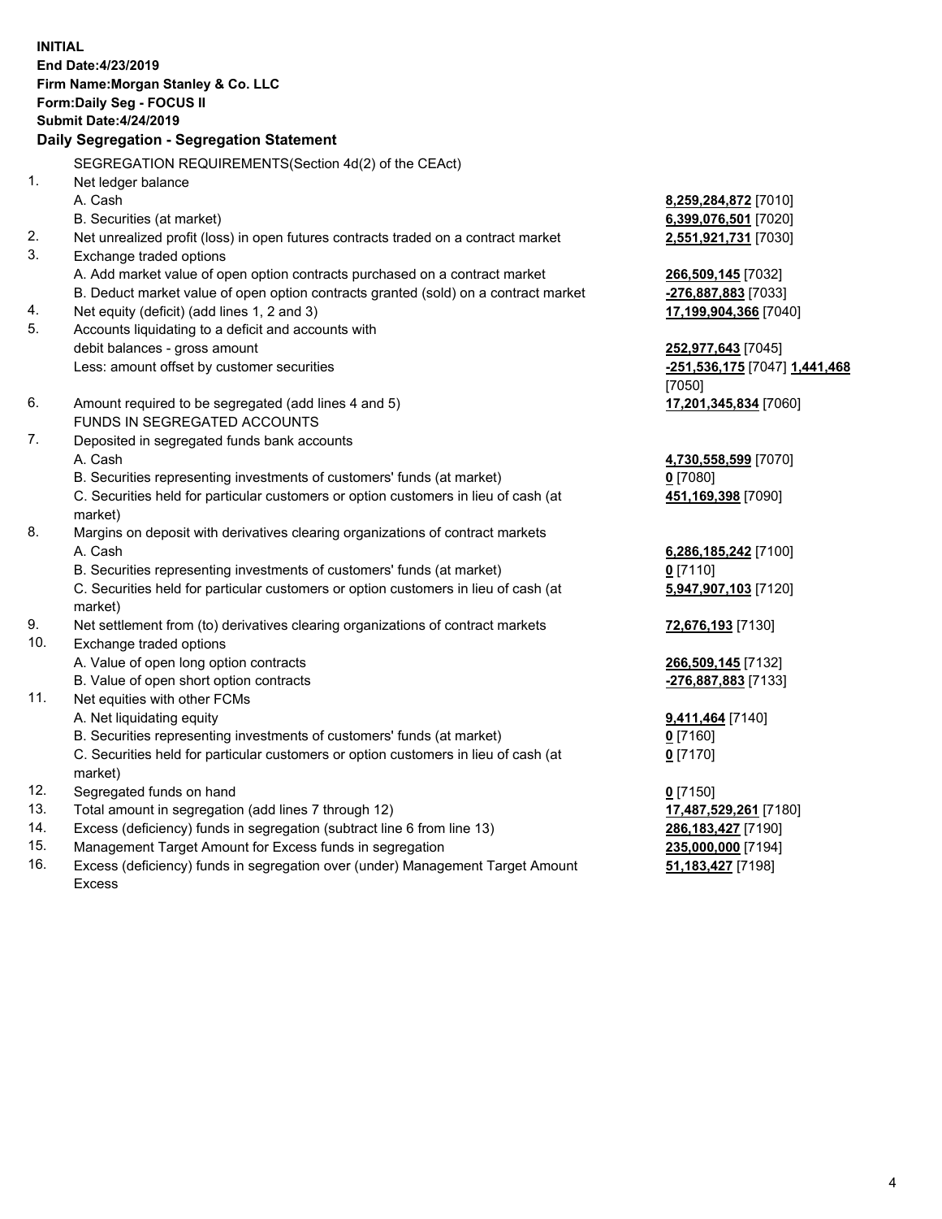**INITIAL**
**End Date:4/23/2019**
**Firm Name:Morgan Stanley & Co. LLC**
**Form:Daily Seg - FOCUS II**
**Submit Date:4/24/2019**

**Daily Segregation - Segregation Statement**

SEGREGATION REQUIREMENTS(Section 4d(2) of the CEAct)

| | | |
|---|---|---|
| 1. | Net ledger balance | |
| | A. Cash | **8,259,284,872** [7010] |
| | B. Securities (at market) | **6,399,076,501** [7020] |
| 2. | Net unrealized profit (loss) in open futures contracts traded on a contract market | **2,551,921,731** [7030] |
| 3. | Exchange traded options | |
| | A. Add market value of open option contracts purchased on a contract market | **266,509,145** [7032] |
| | B. Deduct market value of open option contracts granted (sold) on a contract market | **-276,887,883** [7033] |
| 4. | Net equity (deficit) (add lines 1, 2 and 3) | **17,199,904,366** [7040] |
| 5. | Accounts liquidating to a deficit and accounts with debit balances - gross amount | **252,977,643** [7045] |
| | Less: amount offset by customer securities | **-251,536,175** [7047] **1,441,468** [7050] |
| 6. | Amount required to be segregated (add lines 4 and 5) | **17,201,345,834** [7060] |
| | FUNDS IN SEGREGATED ACCOUNTS | |
| 7. | Deposited in segregated funds bank accounts | |
| | A. Cash | **4,730,558,599** [7070] |
| | B. Securities representing investments of customers' funds (at market) | **0** [7080] |
| | C. Securities held for particular customers or option customers in lieu of cash (at market) | **451,169,398** [7090] |
| 8. | Margins on deposit with derivatives clearing organizations of contract markets | |
| | A. Cash | **6,286,185,242** [7100] |
| | B. Securities representing investments of customers' funds (at market) | **0** [7110] |
| | C. Securities held for particular customers or option customers in lieu of cash (at market) | **5,947,907,103** [7120] |
| 9. | Net settlement from (to) derivatives clearing organizations of contract markets | **72,676,193** [7130] |
| 10. | Exchange traded options | |
| | A. Value of open long option contracts | **266,509,145** [7132] |
| | B. Value of open short option contracts | **-276,887,883** [7133] |
| 11. | Net equities with other FCMs | |
| | A. Net liquidating equity | **9,411,464** [7140] |
| | B. Securities representing investments of customers' funds (at market) | **0** [7160] |
| | C. Securities held for particular customers or option customers in lieu of cash (at market) | **0** [7170] |
| 12. | Segregated funds on hand | **0** [7150] |
| 13. | Total amount in segregation (add lines 7 through 12) | **17,487,529,261** [7180] |
| 14. | Excess (deficiency) funds in segregation (subtract line 6 from line 13) | **286,183,427** [7190] |
| 15. | Management Target Amount for Excess funds in segregation | **235,000,000** [7194] |
| 16. | Excess (deficiency) funds in segregation over (under) Management Target Amount Excess | **51,183,427** [7198] |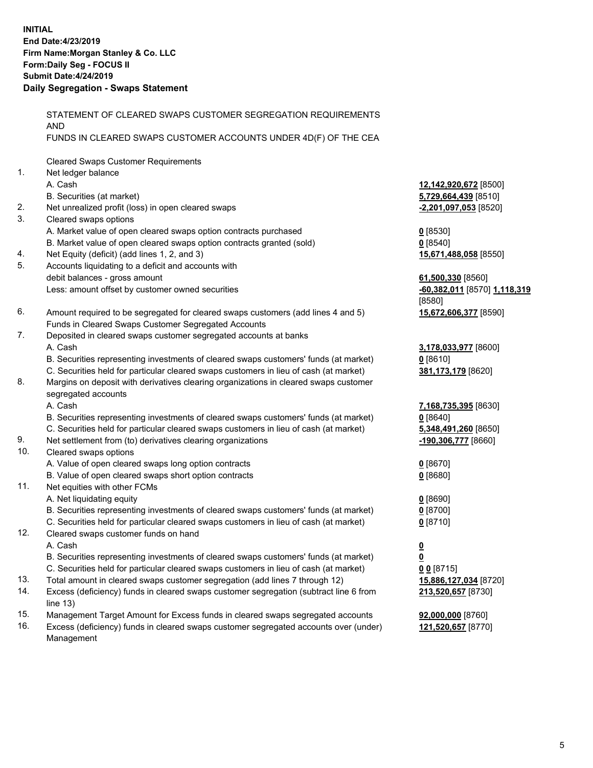**INITIAL**
**End Date:4/23/2019**
**Firm Name:Morgan Stanley & Co. LLC**
**Form:Daily Seg - FOCUS II**
**Submit Date:4/24/2019**
**Daily Segregation - Swaps Statement**

STATEMENT OF CLEARED SWAPS CUSTOMER SEGREGATION REQUIREMENTS AND
FUNDS IN CLEARED SWAPS CUSTOMER ACCOUNTS UNDER 4D(F) OF THE CEA

| | | |
|---|---|---|
| | Cleared Swaps Customer Requirements | |
| 1. | Net ledger balance | |
| | A. Cash | **12,142,920,672** [8500] |
| | B. Securities (at market) | **5,729,664,439** [8510] |
| 2. | Net unrealized profit (loss) in open cleared swaps | **-2,201,097,053** [8520] |
| 3. | Cleared swaps options | |
| | A. Market value of open cleared swaps option contracts purchased | **0** [8530] |
| | B. Market value of open cleared swaps option contracts granted (sold) | **0** [8540] |
| 4. | Net Equity (deficit) (add lines 1, 2, and 3) | **15,671,488,058** [8550] |
| 5. | Accounts liquidating to a deficit and accounts with | |
| | debit balances - gross amount | **61,500,330** [8560] |
| | Less: amount offset by customer owned securities | **-60,382,011** [8570] **1,118,319** [8580] |
| 6. | Amount required to be segregated for cleared swaps customers (add lines 4 and 5) | **15,672,606,377** [8590] |
| | Funds in Cleared Swaps Customer Segregated Accounts | |
| 7. | Deposited in cleared swaps customer segregated accounts at banks | |
| | A. Cash | **3,178,033,977** [8600] |
| | B. Securities representing investments of cleared swaps customers' funds (at market) | **0** [8610] |
| | C. Securities held for particular cleared swaps customers in lieu of cash (at market) | **381,173,179** [8620] |
| 8. | Margins on deposit with derivatives clearing organizations in cleared swaps customer segregated accounts | |
| | A. Cash | **7,168,735,395** [8630] |
| | B. Securities representing investments of cleared swaps customers' funds (at market) | **0** [8640] |
| | C. Securities held for particular cleared swaps customers in lieu of cash (at market) | **5,348,491,260** [8650] |
| 9. | Net settlement from (to) derivatives clearing organizations | **-190,306,777** [8660] |
| 10. | Cleared swaps options | |
| | A. Value of open cleared swaps long option contracts | **0** [8670] |
| | B. Value of open cleared swaps short option contracts | **0** [8680] |
| 11. | Net equities with other FCMs | |
| | A. Net liquidating equity | **0** [8690] |
| | B. Securities representing investments of cleared swaps customers' funds (at market) | **0** [8700] |
| | C. Securities held for particular cleared swaps customers in lieu of cash (at market) | **0** [8710] |
| 12. | Cleared swaps customer funds on hand | |
| | A. Cash | **0** |
| | B. Securities representing investments of cleared swaps customers' funds (at market) | **0** |
| | C. Securities held for particular cleared swaps customers in lieu of cash (at market) | **0** **0** [8715] |
| 13. | Total amount in cleared swaps customer segregation (add lines 7 through 12) | **15,886,127,034** [8720] |
| 14. | Excess (deficiency) funds in cleared swaps customer segregation (subtract line 6 from line 13) | **213,520,657** [8730] |
| 15. | Management Target Amount for Excess funds in cleared swaps segregated accounts | **92,000,000** [8760] |
| 16. | Excess (deficiency) funds in cleared swaps customer segregated accounts over (under) Management | **121,520,657** [8770] |